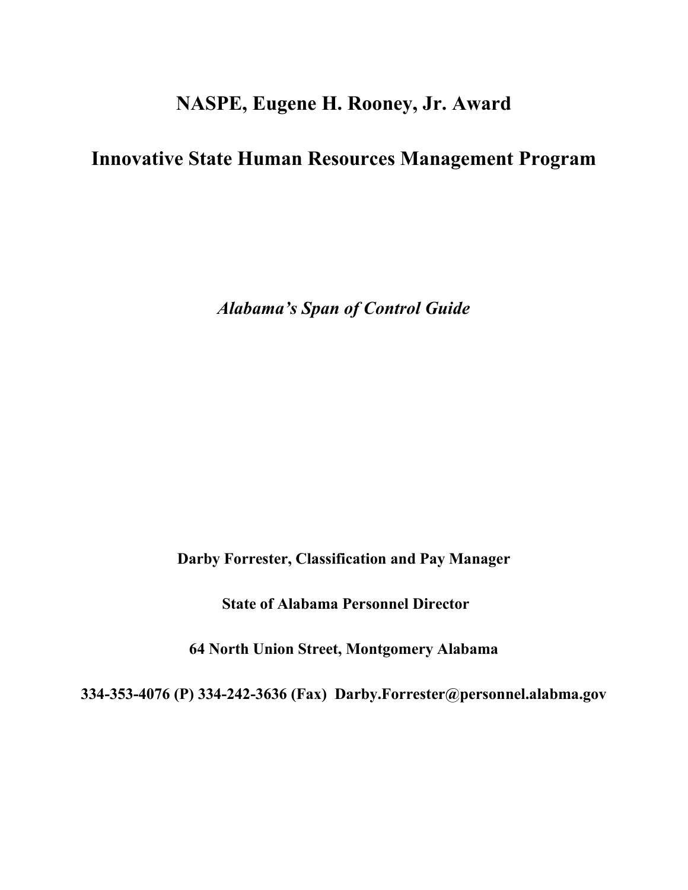# NASPE, Eugene H. Rooney, Jr. Award

# Innovative State Human Resources Management Program

*Alabama's Span of Control Guide*

**Darby Forrester, Classification and Pay Manager**

**State of Alabama Personnel Director**

**64 North Union Street, Montgomery Alabama**

**334-353-4076 (P) 334-242-3636 (Fax) Darby.Forrester@personnel.alabma.gov**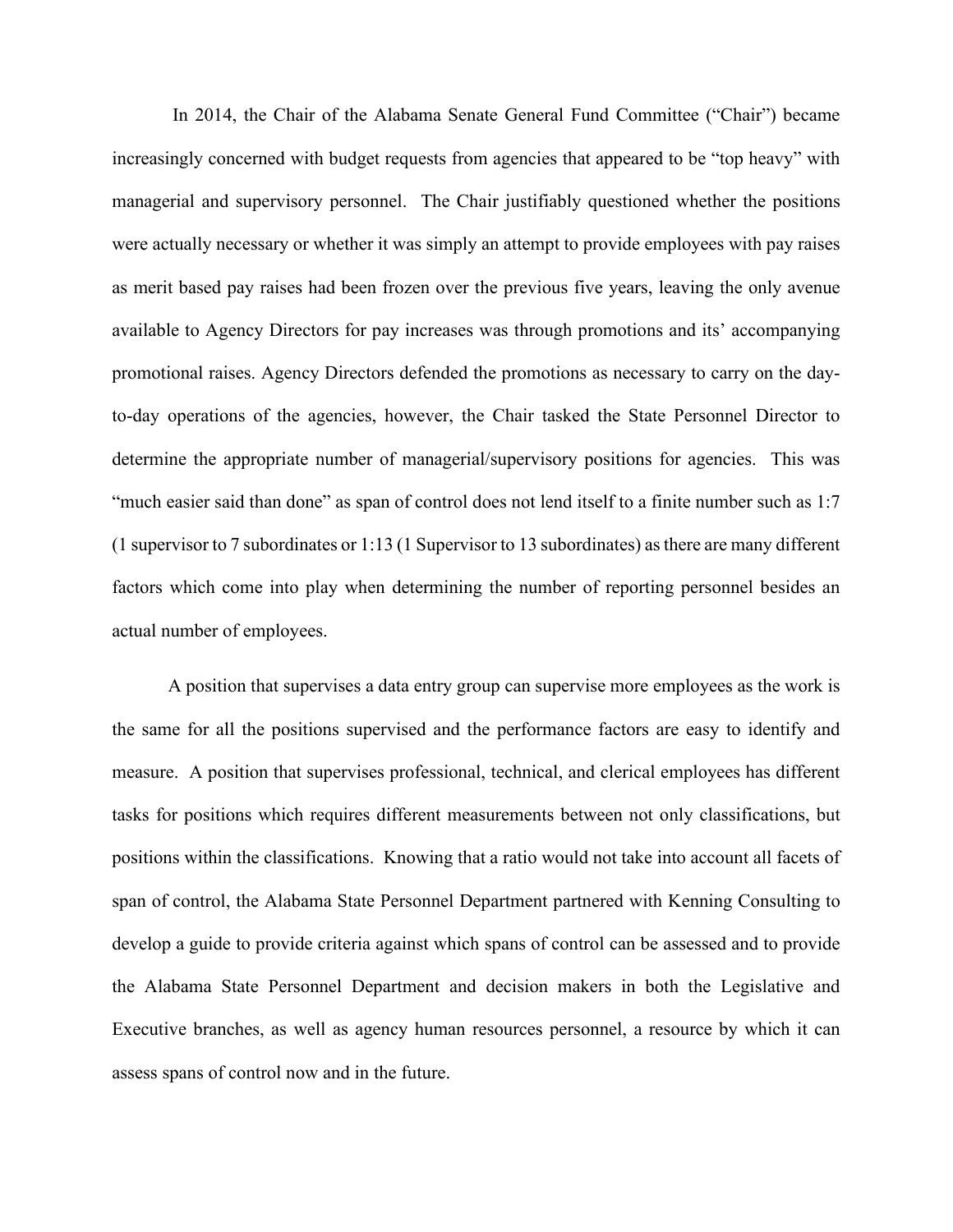In 2014, the Chair of the Alabama Senate General Fund Committee ("Chair") became increasingly concerned with budget requests from agencies that appeared to be "top heavy" with managerial and supervisory personnel. The Chair justifiably questioned whether the positions were actually necessary or whether it was simply an attempt to provide employees with pay raises as merit based pay raises had been frozen over the previous five years, leaving the only avenue available to Agency Directors for pay increases was through promotions and its' accompanying promotional raises. Agency Directors defended the promotions as necessary to carry on the day-to-day operations of the agencies, however, the Chair tasked the State Personnel Director to determine the appropriate number of managerial/supervisory positions for agencies. This was "much easier said than done" as span of control does not lend itself to a finite number such as 1:7 (1 supervisor to 7 subordinates or 1:13 (1 Supervisor to 13 subordinates) as there are many different factors which come into play when determining the number of reporting personnel besides an actual number of employees.

A position that supervises a data entry group can supervise more employees as the work is the same for all the positions supervised and the performance factors are easy to identify and measure. A position that supervises professional, technical, and clerical employees has different tasks for positions which requires different measurements between not only classifications, but positions within the classifications. Knowing that a ratio would not take into account all facets of span of control, the Alabama State Personnel Department partnered with Kenning Consulting to develop a guide to provide criteria against which spans of control can be assessed and to provide the Alabama State Personnel Department and decision makers in both the Legislative and Executive branches, as well as agency human resources personnel, a resource by which it can assess spans of control now and in the future.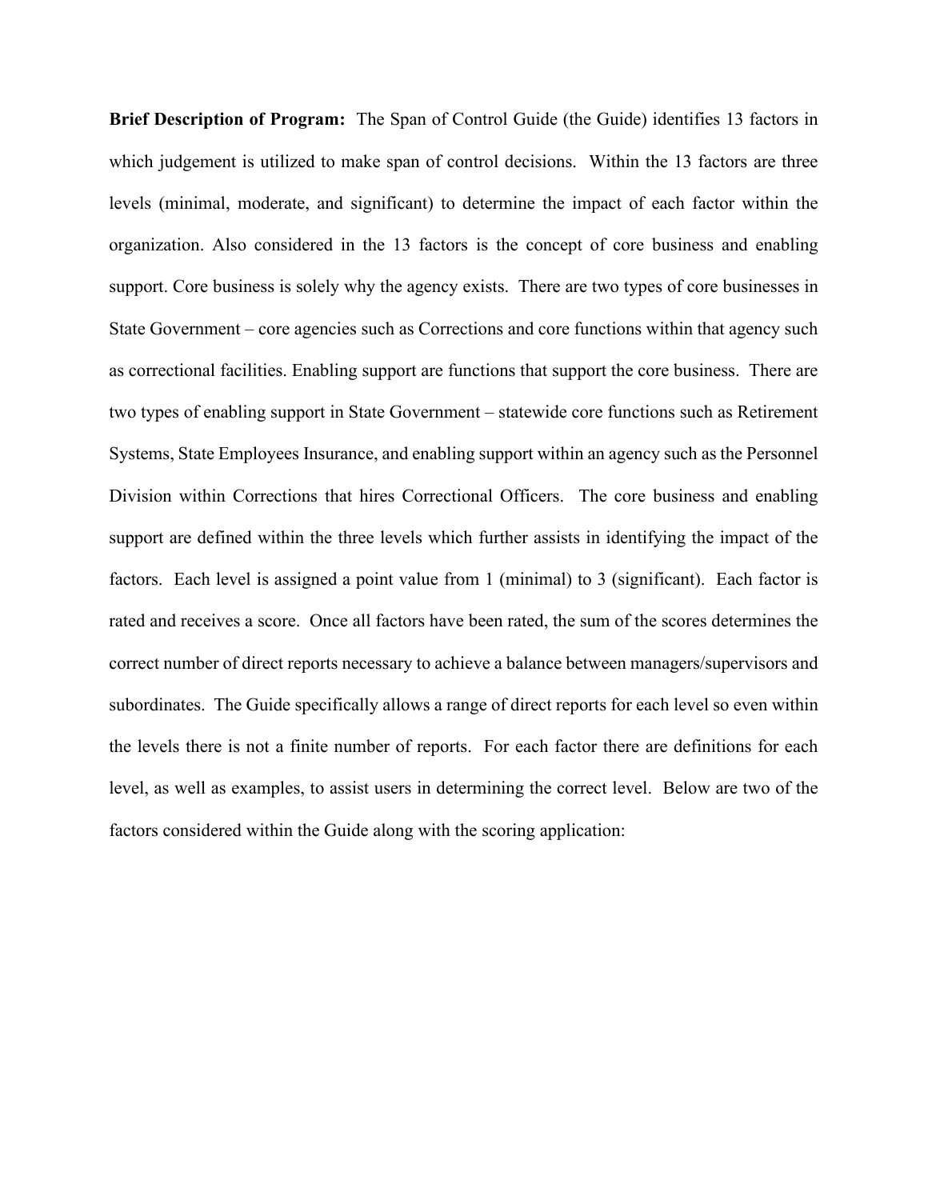**Brief Description of Program:** The Span of Control Guide (the Guide) identifies 13 factors in which judgement is utilized to make span of control decisions. Within the 13 factors are three levels (minimal, moderate, and significant) to determine the impact of each factor within the organization. Also considered in the 13 factors is the concept of core business and enabling support. Core business is solely why the agency exists. There are two types of core businesses in State Government – core agencies such as Corrections and core functions within that agency such as correctional facilities. Enabling support are functions that support the core business. There are two types of enabling support in State Government – statewide core functions such as Retirement Systems, State Employees Insurance, and enabling support within an agency such as the Personnel Division within Corrections that hires Correctional Officers. The core business and enabling support are defined within the three levels which further assists in identifying the impact of the factors. Each level is assigned a point value from 1 (minimal) to 3 (significant). Each factor is rated and receives a score. Once all factors have been rated, the sum of the scores determines the correct number of direct reports necessary to achieve a balance between managers/supervisors and subordinates. The Guide specifically allows a range of direct reports for each level so even within the levels there is not a finite number of reports. For each factor there are definitions for each level, as well as examples, to assist users in determining the correct level. Below are two of the factors considered within the Guide along with the scoring application: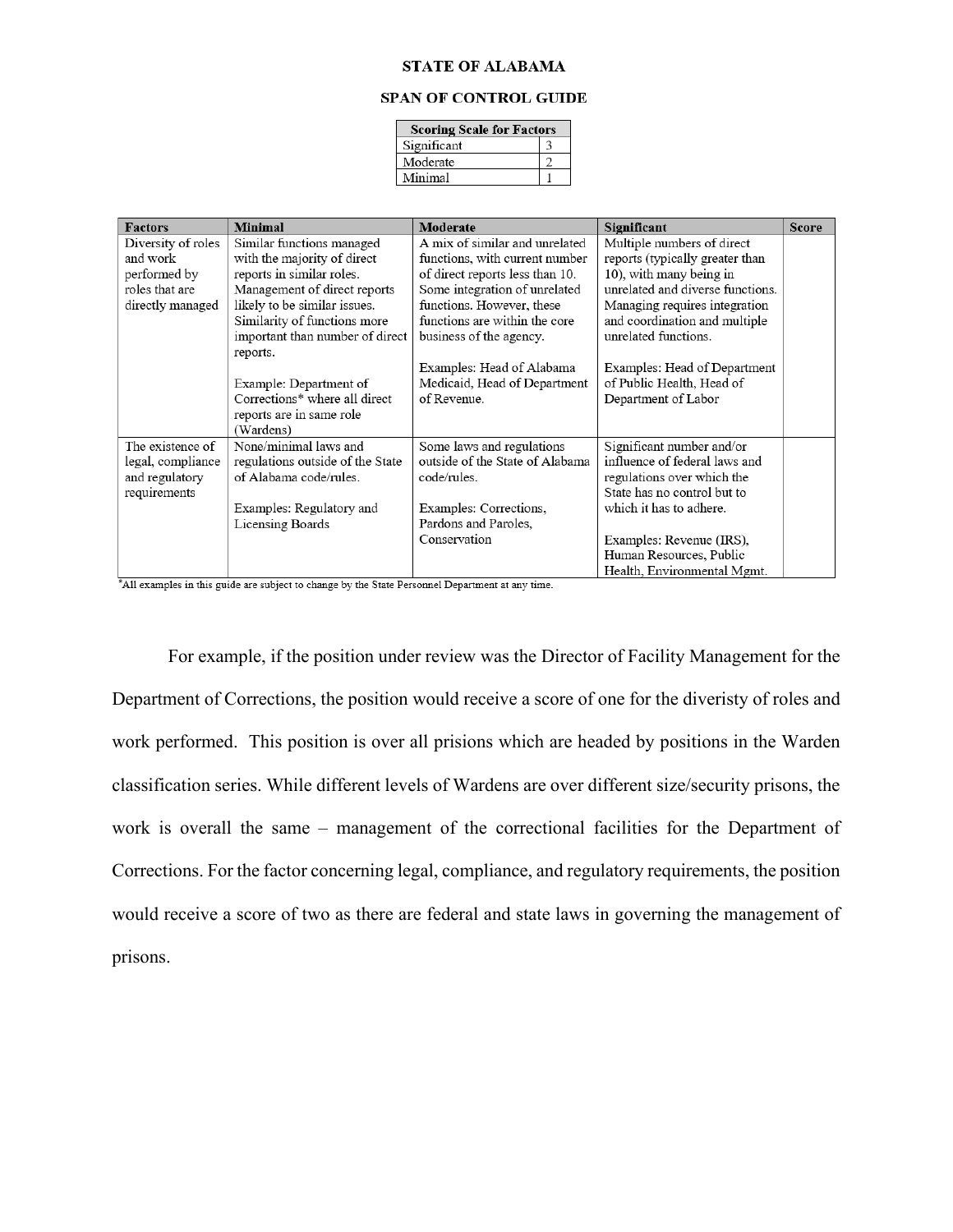**STATE OF ALABAMA**

**SPAN OF CONTROL GUIDE**

| Scoring Scale for Factors | |
|---|---|
| Significant | 3 |
| Moderate | 2 |
| Minimal | 1 |

| Factors | Minimal | Moderate | Significant | Score |
|---|---|---|---|---|
| Diversity of roles and work performed by roles that are directly managed | Similar functions managed with the majority of direct reports in similar roles. Management of direct reports likely to be similar issues. Similarity of functions more important than number of direct reports.<br><br>Example: Department of Corrections* where all direct reports are in same role (Wardens) | A mix of similar and unrelated functions, with current number of direct reports less than 10. Some integration of unrelated functions. However, these functions are within the core business of the agency.<br><br>Examples: Head of Alabama Medicaid, Head of Department of Revenue. | Multiple numbers of direct reports (typically greater than 10), with many being in unrelated and diverse functions. Managing requires integration and coordination and multiple unrelated functions.<br><br>Examples: Head of Department of Public Health, Head of Department of Labor | |
| The existence of legal, compliance and regulatory requirements | None/minimal laws and regulations outside of the State of Alabama code/rules.<br><br>Examples: Regulatory and Licensing Boards | Some laws and regulations outside of the State of Alabama code/rules.<br><br>Examples: Corrections, Pardons and Paroles, Conservation | Significant number and/or influence of federal laws and regulations over which the State has no control but to which it has to adhere.<br><br>Examples: Revenue (IRS), Human Resources, Public Health, Environmental Mgmt. | |

*All examples in this guide are subject to change by the State Personnel Department at any time.

For example, if the position under review was the Director of Facility Management for the Department of Corrections, the position would receive a score of one for the diveristy of roles and work performed. This position is over all prisions which are headed by positions in the Warden classification series. While different levels of Wardens are over different size/security prisons, the work is overall the same – management of the correctional facilities for the Department of Corrections. For the factor concerning legal, compliance, and regulatory requirements, the position would receive a score of two as there are federal and state laws in governing the management of prisons.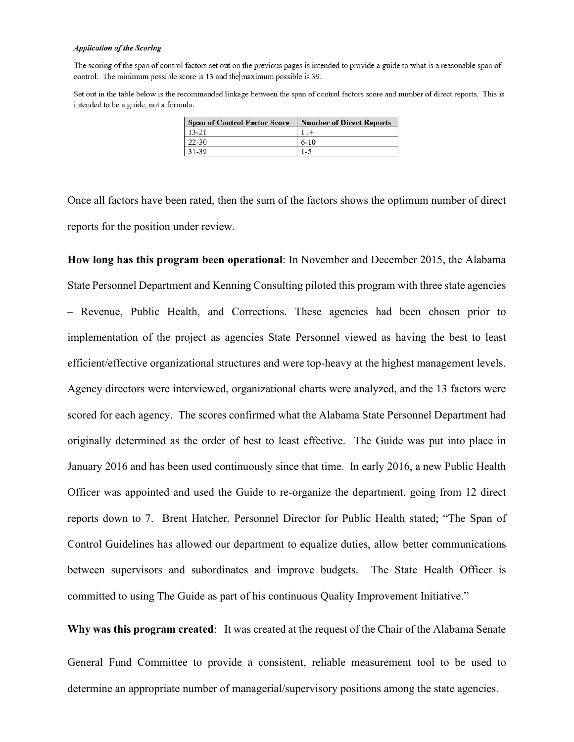***Application of the Scoring***

The scoring of the span of control factors set out on the previous pages is intended to provide a guide to what is a reasonable span of control. The minimum possible score is 13 and the maximum possible is 39.

Set out in the table below is the recommended linkage between the span of control factors score and number of direct reports. This is intended to be a guide, not a formula.

| Span of Control Factor Score | Number of Direct Reports |
|---|---|
| 13-21 | 11+ |
| 22-30 | 6-10 |
| 31-39 | 1-5 |

Once all factors have been rated, then the sum of the factors shows the optimum number of direct reports for the position under review.

**How long has this program been operational**: In November and December 2015, the Alabama State Personnel Department and Kenning Consulting piloted this program with three state agencies – Revenue, Public Health, and Corrections. These agencies had been chosen prior to implementation of the project as agencies State Personnel viewed as having the best to least efficient/effective organizational structures and were top-heavy at the highest management levels. Agency directors were interviewed, organizational charts were analyzed, and the 13 factors were scored for each agency. The scores confirmed what the Alabama State Personnel Department had originally determined as the order of best to least effective. The Guide was put into place in January 2016 and has been used continuously since that time. In early 2016, a new Public Health Officer was appointed and used the Guide to re-organize the department, going from 12 direct reports down to 7. Brent Hatcher, Personnel Director for Public Health stated; "The Span of Control Guidelines has allowed our department to equalize duties, allow better communications between supervisors and subordinates and improve budgets. The State Health Officer is committed to using The Guide as part of his continuous Quality Improvement Initiative."

**Why was this program created**: It was created at the request of the Chair of the Alabama Senate General Fund Committee to provide a consistent, reliable measurement tool to be used to determine an appropriate number of managerial/supervisory positions among the state agencies.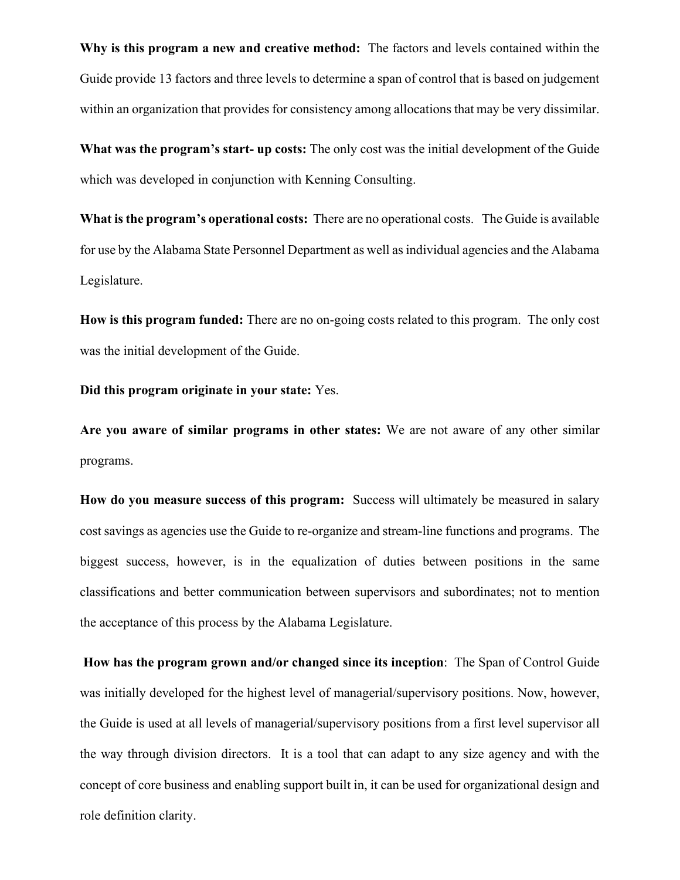**Why is this program a new and creative method:** The factors and levels contained within the Guide provide 13 factors and three levels to determine a span of control that is based on judgement within an organization that provides for consistency among allocations that may be very dissimilar.

**What was the program's start- up costs:** The only cost was the initial development of the Guide which was developed in conjunction with Kenning Consulting.

**What is the program's operational costs:** There are no operational costs. The Guide is available for use by the Alabama State Personnel Department as well as individual agencies and the Alabama Legislature.

**How is this program funded:** There are no on-going costs related to this program. The only cost was the initial development of the Guide.

**Did this program originate in your state:** Yes.

**Are you aware of similar programs in other states:** We are not aware of any other similar programs.

**How do you measure success of this program:** Success will ultimately be measured in salary cost savings as agencies use the Guide to re-organize and stream-line functions and programs. The biggest success, however, is in the equalization of duties between positions in the same classifications and better communication between supervisors and subordinates; not to mention the acceptance of this process by the Alabama Legislature.

**How has the program grown and/or changed since its inception**: The Span of Control Guide was initially developed for the highest level of managerial/supervisory positions. Now, however, the Guide is used at all levels of managerial/supervisory positions from a first level supervisor all the way through division directors. It is a tool that can adapt to any size agency and with the concept of core business and enabling support built in, it can be used for organizational design and role definition clarity.